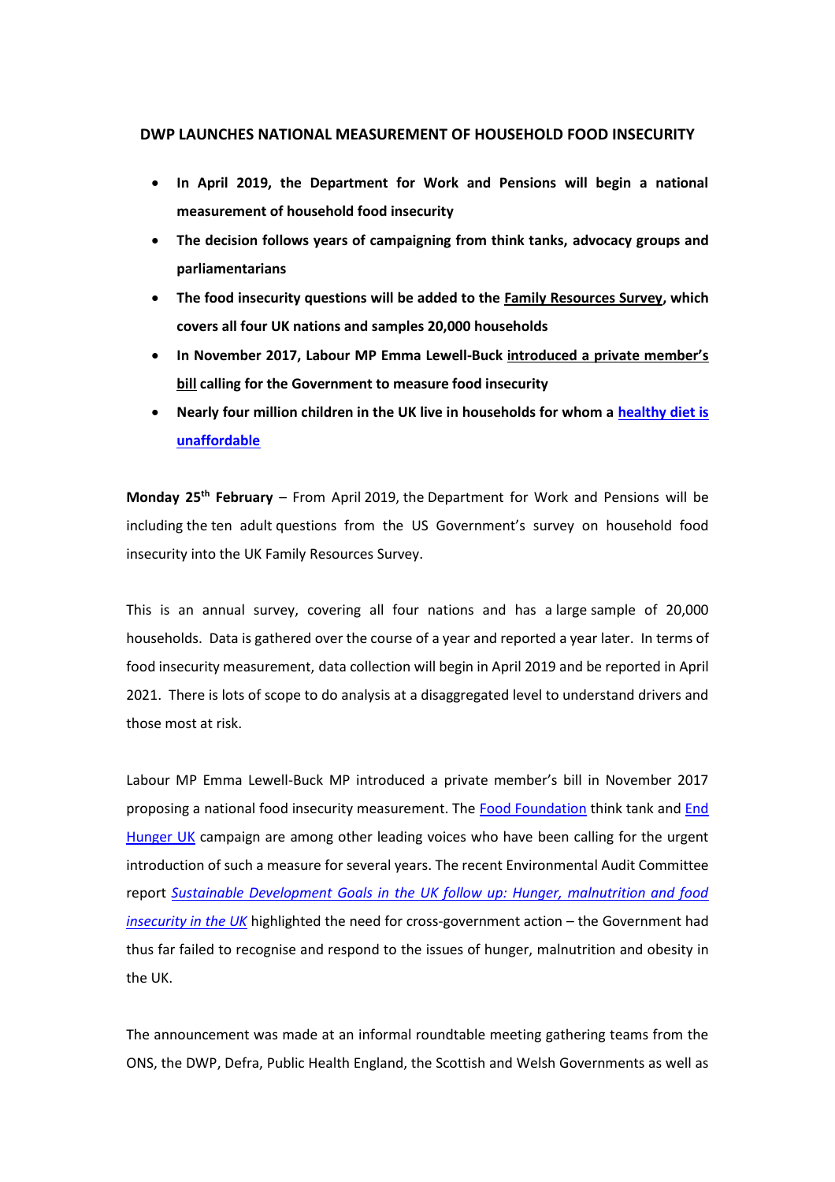## DWP LAUNCHES NATIONAL MEASUREMENT OF HOUSEHOLD FOOD INSECURITY

- **In April 2019, the Department for Work and Pensions will begin a national measurement of household food insecurity**
- **The decision follows years of campaigning from think tanks, advocacy groups and parliamentarians**
- **The food insecurity questions will be added to the Family Resources Survey, which covers all four UK nations and samples 20,000 households**
- **In November 2017, Labour MP Emma Lewell-Buck introduced a private member's bill calling for the Government to measure food insecurity**
- **Nearly four million children in the UK live in households for whom a healthy diet is unaffordable**

**Monday 25th February** – From April 2019, the Department for Work and Pensions will be including the ten adult questions from the US Government's survey on household food insecurity into the UK Family Resources Survey.

This is an annual survey, covering all four nations and has a large sample of 20,000 households. Data is gathered over the course of a year and reported a year later. In terms of food insecurity measurement, data collection will begin in April 2019 and be reported in April 2021. There is lots of scope to do analysis at a disaggregated level to understand drivers and those most at risk.

Labour MP Emma Lewell-Buck MP introduced a private member's bill in November 2017 proposing a national food insecurity measurement. The Food Foundation think tank and End Hunger UK campaign are among other leading voices who have been calling for the urgent introduction of such a measure for several years. The recent Environmental Audit Committee report *Sustainable Development Goals in the UK follow up: Hunger, malnutrition and food insecurity in the UK* highlighted the need for cross-government action – the Government had thus far failed to recognise and respond to the issues of hunger, malnutrition and obesity in the UK.

The announcement was made at an informal roundtable meeting gathering teams from the ONS, the DWP, Defra, Public Health England, the Scottish and Welsh Governments as well as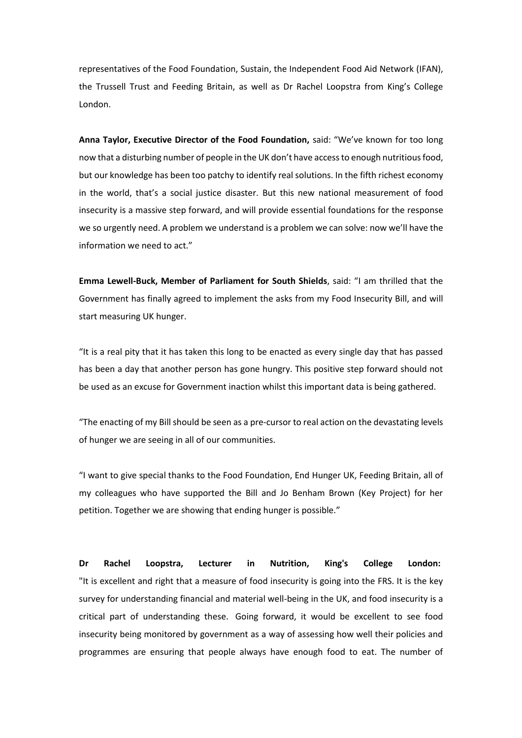representatives of the Food Foundation, Sustain, the Independent Food Aid Network (IFAN), the Trussell Trust and Feeding Britain, as well as Dr Rachel Loopstra from King's College London.

**Anna Taylor, Executive Director of the Food Foundation,** said: "We've known for too long now that a disturbing number of people in the UK don't have access to enough nutritious food, but our knowledge has been too patchy to identify real solutions. In the fifth richest economy in the world, that's a social justice disaster. But this new national measurement of food insecurity is a massive step forward, and will provide essential foundations for the response we so urgently need. A problem we understand is a problem we can solve: now we'll have the information we need to act."

**Emma Lewell-Buck, Member of Parliament for South Shields**, said: "I am thrilled that the Government has finally agreed to implement the asks from my Food Insecurity Bill, and will start measuring UK hunger.

"It is a real pity that it has taken this long to be enacted as every single day that has passed has been a day that another person has gone hungry. This positive step forward should not be used as an excuse for Government inaction whilst this important data is being gathered.

"The enacting of my Bill should be seen as a pre-cursor to real action on the devastating levels of hunger we are seeing in all of our communities.

"I want to give special thanks to the Food Foundation, End Hunger UK, Feeding Britain, all of my colleagues who have supported the Bill and Jo Benham Brown (Key Project) for her petition. Together we are showing that ending hunger is possible."

**Dr Rachel Loopstra, Lecturer in Nutrition, King's College London:** "It is excellent and right that a measure of food insecurity is going into the FRS. It is the key survey for understanding financial and material well-being in the UK, and food insecurity is a critical part of understanding these. Going forward, it would be excellent to see food insecurity being monitored by government as a way of assessing how well their policies and programmes are ensuring that people always have enough food to eat. The number of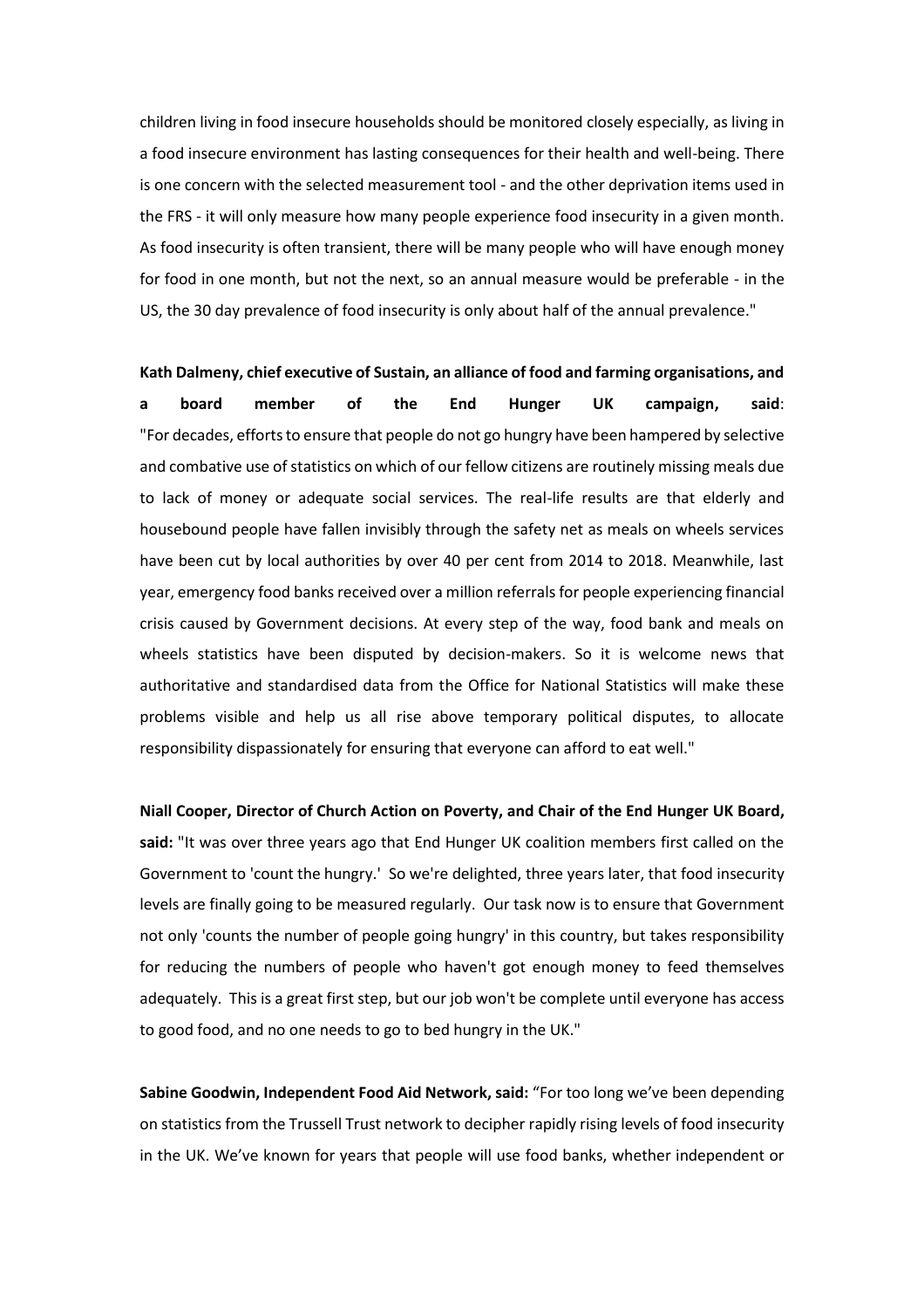children living in food insecure households should be monitored closely especially, as living in a food insecure environment has lasting consequences for their health and well-being. There is one concern with the selected measurement tool - and the other deprivation items used in the FRS - it will only measure how many people experience food insecurity in a given month. As food insecurity is often transient, there will be many people who will have enough money for food in one month, but not the next, so an annual measure would be preferable - in the US, the 30 day prevalence of food insecurity is only about half of the annual prevalence."

**Kath Dalmeny, chief executive of Sustain, an alliance of food and farming organisations, and a board member of the End Hunger UK campaign, said**: "For decades, efforts to ensure that people do not go hungry have been hampered by selective and combative use of statistics on which of our fellow citizens are routinely missing meals due to lack of money or adequate social services. The real-life results are that elderly and housebound people have fallen invisibly through the safety net as meals on wheels services have been cut by local authorities by over 40 per cent from 2014 to 2018. Meanwhile, last year, emergency food banks received over a million referrals for people experiencing financial crisis caused by Government decisions. At every step of the way, food bank and meals on wheels statistics have been disputed by decision-makers. So it is welcome news that authoritative and standardised data from the Office for National Statistics will make these problems visible and help us all rise above temporary political disputes, to allocate responsibility dispassionately for ensuring that everyone can afford to eat well."

**Niall Cooper, Director of Church Action on Poverty, and Chair of the End Hunger UK Board, said:** "It was over three years ago that End Hunger UK coalition members first called on the Government to 'count the hungry.' So we're delighted, three years later, that food insecurity levels are finally going to be measured regularly. Our task now is to ensure that Government not only 'counts the number of people going hungry' in this country, but takes responsibility for reducing the numbers of people who haven't got enough money to feed themselves adequately. This is a great first step, but our job won't be complete until everyone has access to good food, and no one needs to go to bed hungry in the UK."

**Sabine Goodwin, Independent Food Aid Network, said:** "For too long we've been depending on statistics from the Trussell Trust network to decipher rapidly rising levels of food insecurity in the UK. We've known for years that people will use food banks, whether independent or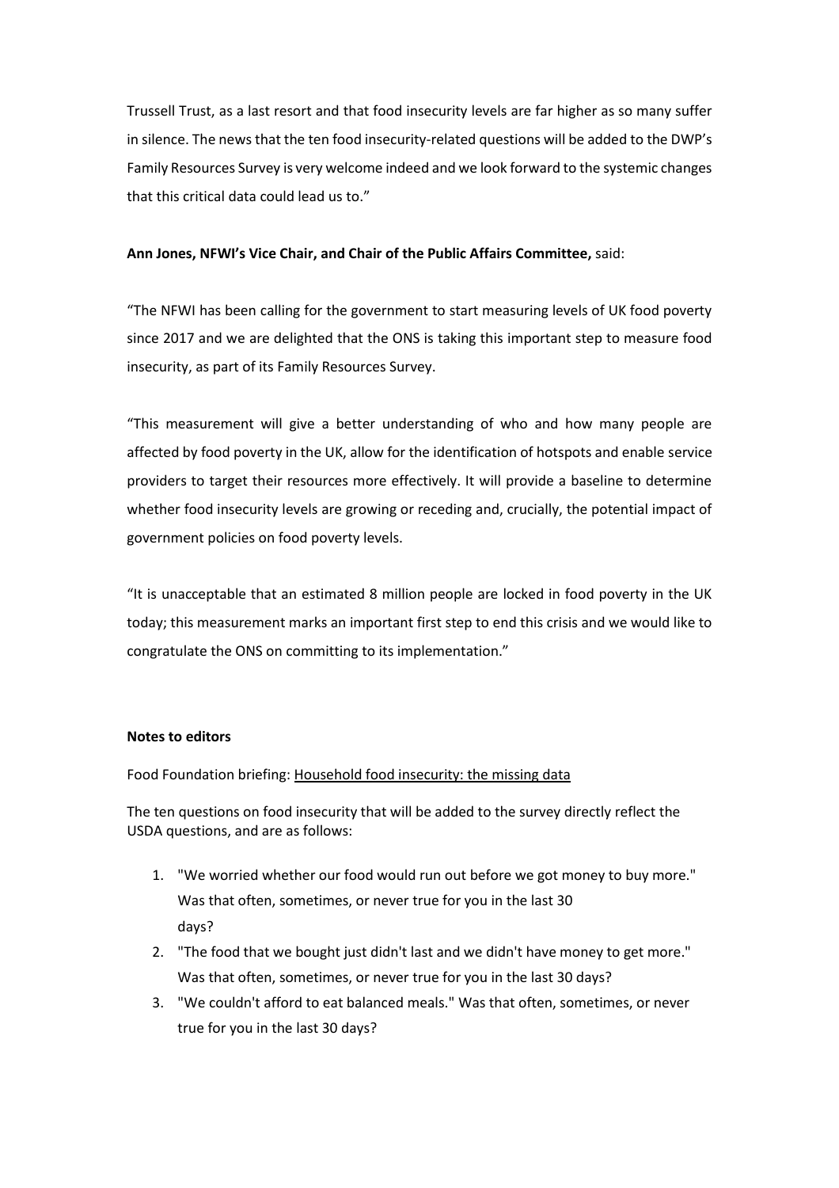Trussell Trust, as a last resort and that food insecurity levels are far higher as so many suffer in silence. The news that the ten food insecurity-related questions will be added to the DWP's Family Resources Survey is very welcome indeed and we look forward to the systemic changes that this critical data could lead us to."

**Ann Jones, NFWI's Vice Chair, and Chair of the Public Affairs Committee,** said:

"The NFWI has been calling for the government to start measuring levels of UK food poverty since 2017 and we are delighted that the ONS is taking this important step to measure food insecurity, as part of its Family Resources Survey.

"This measurement will give a better understanding of who and how many people are affected by food poverty in the UK, allow for the identification of hotspots and enable service providers to target their resources more effectively. It will provide a baseline to determine whether food insecurity levels are growing or receding and, crucially, the potential impact of government policies on food poverty levels.

"It is unacceptable that an estimated 8 million people are locked in food poverty in the UK today; this measurement marks an important first step to end this crisis and we would like to congratulate the ONS on committing to its implementation."

**Notes to editors**

Food Foundation briefing: Household food insecurity: the missing data

The ten questions on food insecurity that will be added to the survey directly reflect the USDA questions, and are as follows:

1. "We worried whether our food would run out before we got money to buy more." Was that often, sometimes, or never true for you in the last 30 days?
2. "The food that we bought just didn't last and we didn't have money to get more." Was that often, sometimes, or never true for you in the last 30 days?
3. "We couldn't afford to eat balanced meals." Was that often, sometimes, or never true for you in the last 30 days?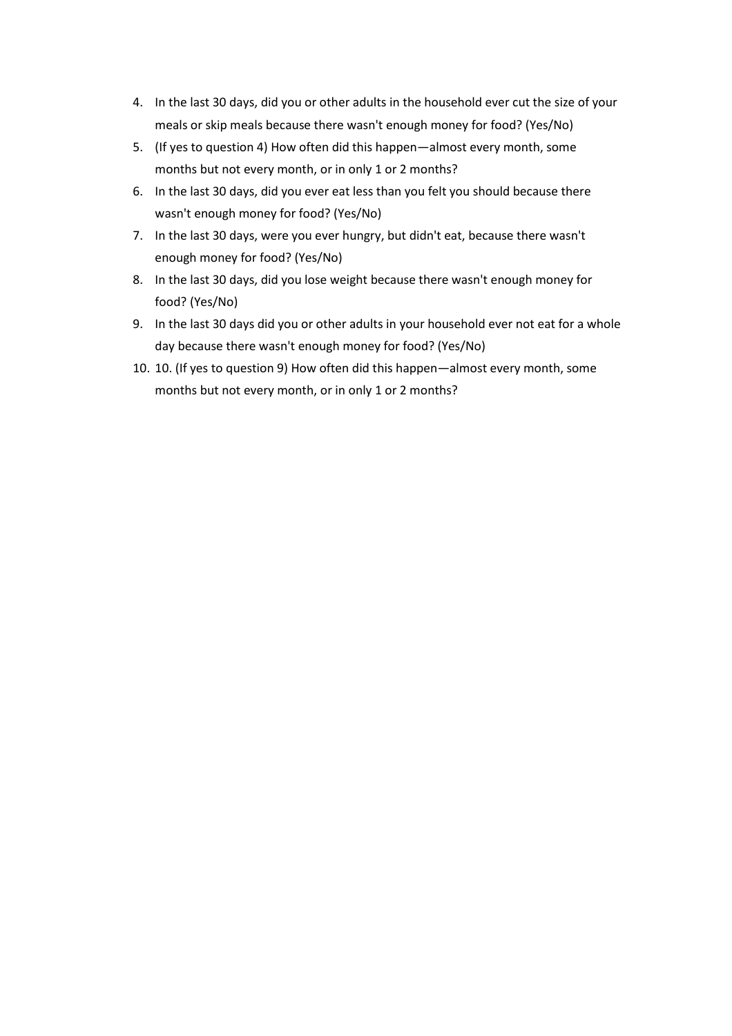4. In the last 30 days, did you or other adults in the household ever cut the size of your meals or skip meals because there wasn't enough money for food? (Yes/No)
5. (If yes to question 4) How often did this happen—almost every month, some months but not every month, or in only 1 or 2 months?
6. In the last 30 days, did you ever eat less than you felt you should because there wasn't enough money for food? (Yes/No)
7. In the last 30 days, were you ever hungry, but didn't eat, because there wasn't enough money for food? (Yes/No)
8. In the last 30 days, did you lose weight because there wasn't enough money for food? (Yes/No)
9. In the last 30 days did you or other adults in your household ever not eat for a whole day because there wasn't enough money for food? (Yes/No)
10. 10. (If yes to question 9) How often did this happen—almost every month, some months but not every month, or in only 1 or 2 months?